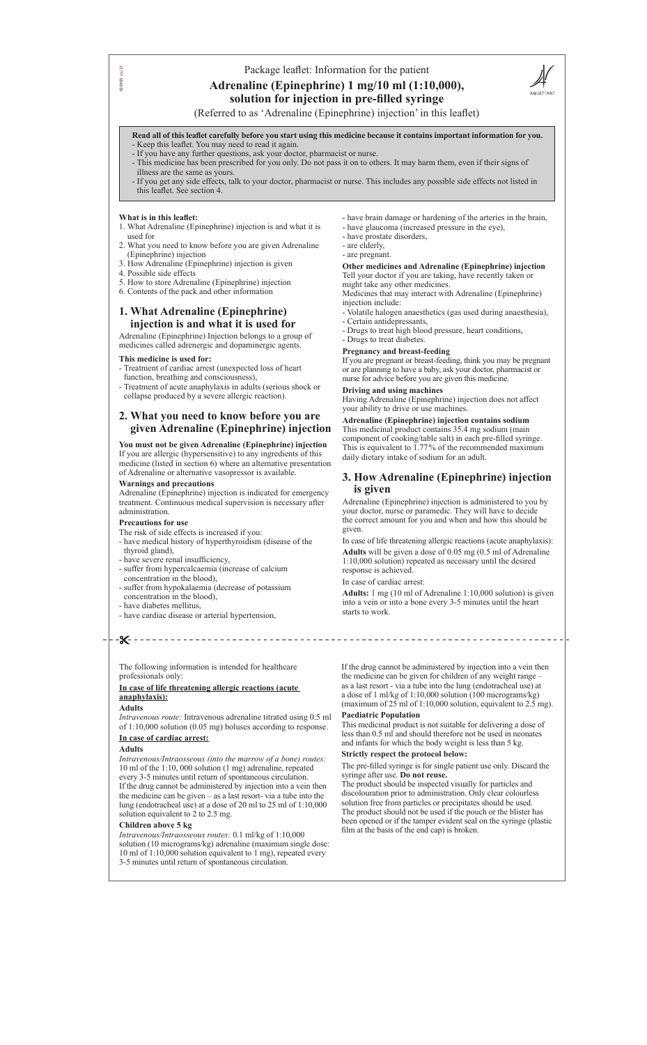Package leaflet: Information for the patient

# Adrenaline (Epinephrine) 1 mg/10 ml (1:10,000), solution for injection in pre-filled syringe

(Referred to as 'Adrenaline (Epinephrine) injection' in this leaflet)

**Read all of this leaflet carefully before you start using this medicine because it contains important information for you.**
- Keep this leaflet. You may need to read it again.
- If you have any further questions, ask your doctor, pharmacist or nurse.
- This medicine has been prescribed for you only. Do not pass it on to others. It may harm them, even if their signs of illness are the same as yours.
- If you get any side effects, talk to your doctor, pharmacist or nurse. This includes any possible side effects not listed in this leaflet. See section 4.

**What is in this leaflet:**
1. What Adrenaline (Epinephrine) injection is and what it is used for
2. What you need to know before you are given Adrenaline (Epinephrine) injection
3. How Adrenaline (Epinephrine) injection is given
4. Possible side effects
5. How to store Adrenaline (Epinephrine) injection
6. Contents of the pack and other information

## 1. What Adrenaline (Epinephrine) injection is and what it is used for

Adrenaline (Epinephrine) Injection belongs to a group of medicines called adrenergic and dopaminergic agents.

**This medicine is used for:**
- Treatment of cardiac arrest (unexpected loss of heart function, breathing and consciousness),
- Treatment of acute anaphylaxis in adults (serious shock or collapse produced by a severe allergic reaction).

## 2. What you need to know before you are given Adrenaline (Epinephrine) injection

**You must not be given Adrenaline (Epinephrine) injection**
If you are allergic (hypersensitive) to any ingredients of this medicine (listed in section 6) where an alternative presentation of Adrenaline or alternative vasopressor is available.

**Warnings and precautions**
Adrenaline (Epinephrine) injection is indicated for emergency treatment. Continuous medical supervision is necessary after administration.

**Precautions for use**
The risk of side effects is increased if you:
- have medical history of hyperthyroidism (disease of the thyroid gland),
- have severe renal insufficiency,
- suffer from hypercalcaemia (increase of calcium concentration in the blood),
- suffer from hypokalaemia (decrease of potassium concentration in the blood),
- have diabetes mellitus,
- have cardiac disease or arterial hypertension,
- have brain damage or hardening of the arteries in the brain,
- have glaucoma (increased pressure in the eye),
- have prostate disorders,
- are elderly,
- are pregnant.

**Other medicines and Adrenaline (Epinephrine) injection**
Tell your doctor if you are taking, have recently taken or might take any other medicines.
Medicines that may interact with Adrenaline (Epinephrine) injection include:
- Volatile halogen anaesthetics (gas used during anaesthesia),
- Certain antidepressants,
- Drugs to treat high blood pressure, heart conditions,
- Drugs to treat diabetes.

**Pregnancy and breast-feeding**
If you are pregnant or breast-feeding, think you may be pregnant or are planning to have a baby, ask your doctor, pharmacist or nurse for advice before you are given this medicine.

**Driving and using machines**
Having Adrenaline (Epinephrine) injection does not affect your ability to drive or use machines.

**Adrenaline (Epinephrine) injection contains sodium**
This medicinal product contains 35.4 mg sodium (main component of cooking/table salt) in each pre-filled syringe. This is equivalent to 1.77% of the recommended maximum daily dietary intake of sodium for an adult.

## 3. How Adrenaline (Epinephrine) injection is given

Adrenaline (Epinephrine) injection is administered to you by your doctor, nurse or paramedic. They will have to decide the correct amount for you and when and how this should be given.

In case of life threatening allergic reactions (acute anaphylaxis):
**Adults** will be given a dose of 0.05 mg (0.5 ml of Adrenaline 1:10,000 solution) repeated as necessary until the desired response is achieved.

In case of cardiac arrest:
**Adults:** 1 mg (10 ml of Adrenaline 1:10,000 solution) is given into a vein or into a bone every 3-5 minutes until the heart starts to work.

---

The following information is intended for healthcare professionals only:

**In case of life threatening allergic reactions (acute anaphylaxis):**

**Adults**
*Intravenous route:* Intravenous adrenaline titrated using 0.5 ml of 1:10,000 solution (0.05 mg) boluses according to response.

**In case of cardiac arrest:**

**Adults**
*Intravenous/Intraosseous (into the marrow of a bone) routes:* 10 ml of the 1:10, 000 solution (1 mg) adrenaline, repeated every 3-5 minutes until return of spontaneous circulation.
If the drug cannot be administered by injection into a vein then the medicine can be given – as a last resort- via a tube into the lung (endotracheal use) at a dose of 20 ml to 25 ml of 1:10,000 solution equivalent to 2 to 2.5 mg.

**Children above 5 kg**
*Intravenous/Intraosseous routes:* 0.1 ml/kg of 1:10,000 solution (10 micrograms/kg) adrenaline (maximum single dose: 10 ml of 1:10,000 solution equivalent to 1 mg), repeated every 3-5 minutes until return of spontaneous circulation.

If the drug cannot be administered by injection into a vein then the medicine can be given for children of any weight range – as a last resort - via a tube into the lung (endotracheal use) at a dose of 1 ml/kg of 1:10,000 solution (100 micrograms/kg) (maximum of 25 ml of 1:10,000 solution, equivalent to 2.5 mg).

**Paediatric Population**
This medicinal product is not suitable for delivering a dose of less than 0.5 ml and should therefore not be used in neonates and infants for which the body weight is less than 5 kg.

**Strictly respect the protocol below:**

The pre-filled syringe is for single patient use only. Discard the syringe after use. **Do not reuse.**
The product should be inspected visually for particles and discolouration prior to administration. Only clear colourless solution free from particles or precipitates should be used.
The product should not be used if the pouch or the blister has been opened or if the tamper evident seal on the syringe (plastic film at the basis of the end cap) is broken.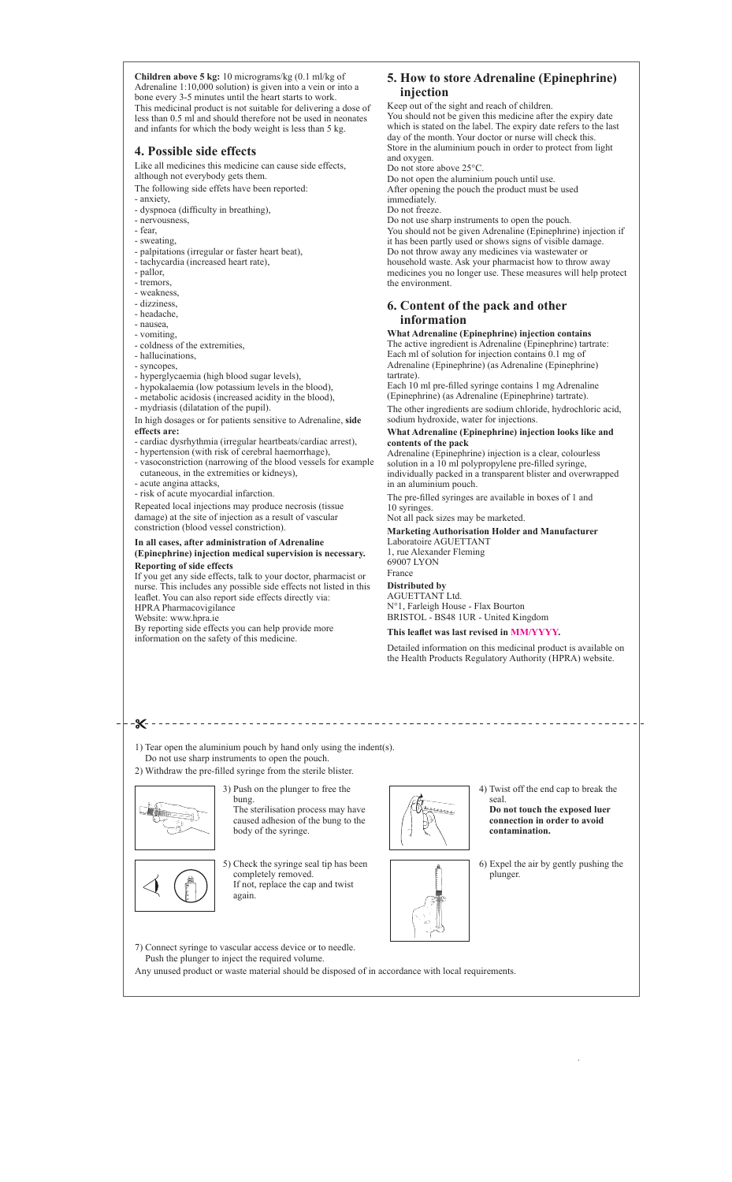**Children above 5 kg:** 10 micrograms/kg (0.1 ml/kg of Adrenaline 1:10,000 solution) is given into a vein or into a bone every 3-5 minutes until the heart starts to work.
This medicinal product is not suitable for delivering a dose of less than 0.5 ml and should therefore not be used in neonates and infants for which the body weight is less than 5 kg.

## 4. Possible side effects

Like all medicines this medicine can cause side effects, although not everybody gets them.

The following side effets have been reported:

- anxiety,
- dyspnoea (difficulty in breathing),
- nervousness,
- fear,
- sweating,
- palpitations (irregular or faster heart beat),
- tachycardia (increased heart rate),
- pallor,
- tremors,
- weakness,
- dizziness,
- headache,
- nausea,
- vomiting,
- coldness of the extremities,
- hallucinations,
- syncopes,
- hyperglycaemia (high blood sugar levels),
- hypokalaemia (low potassium levels in the blood),
- metabolic acidosis (increased acidity in the blood),
- mydriasis (dilatation of the pupil).

In high dosages or for patients sensitive to Adrenaline, **side effects are:**

- cardiac dysrhythmia (irregular heartbeats/cardiac arrest),
- hypertension (with risk of cerebral haemorrhage),
- vasoconstriction (narrowing of the blood vessels for example cutaneous, in the extremities or kidneys),
- acute angina attacks,
- risk of acute myocardial infarction.

Repeated local injections may produce necrosis (tissue damage) at the site of injection as a result of vascular constriction (blood vessel constriction).

**In all cases, after administration of Adrenaline (Epinephrine) injection medical supervision is necessary.**

**Reporting of side effects**

If you get any side effects, talk to your doctor, pharmacist or nurse. This includes any possible side effects not listed in this leaflet. You can also report side effects directly via:
HPRA Pharmacovigilance
Website: www.hpra.ie
By reporting side effects you can help provide more information on the safety of this medicine.

## 5. How to store Adrenaline (Epinephrine) injection

Keep out of the sight and reach of children.
You should not be given this medicine after the expiry date which is stated on the label. The expiry date refers to the last day of the month. Your doctor or nurse will check this.
Store in the aluminium pouch in order to protect from light and oxygen.
Do not store above 25°C.
Do not open the aluminium pouch until use.
After opening the pouch the product must be used immediately.
Do not freeze.
Do not use sharp instruments to open the pouch.
You should not be given Adrenaline (Epinephrine) injection if it has been partly used or shows signs of visible damage.
Do not throw away any medicines via wastewater or household waste. Ask your pharmacist how to throw away medicines you no longer use. These measures will help protect the environment.

## 6. Content of the pack and other information

**What Adrenaline (Epinephrine) injection contains**

The active ingredient is Adrenaline (Epinephrine) tartrate:
Each ml of solution for injection contains 0.1 mg of Adrenaline (Epinephrine) (as Adrenaline (Epinephrine) tartrate).
Each 10 ml pre-filled syringe contains 1 mg Adrenaline (Epinephrine) (as Adrenaline (Epinephrine) tartrate).

The other ingredients are sodium chloride, hydrochloric acid, sodium hydroxide, water for injections.

**What Adrenaline (Epinephrine) injection looks like and contents of the pack**

Adrenaline (Epinephrine) injection is a clear, colourless solution in a 10 ml polypropylene pre-filled syringe, individually packed in a transparent blister and overwrapped in an aluminium pouch.

The pre-filled syringes are available in boxes of 1 and 10 syringes.
Not all pack sizes may be marketed.

**Marketing Authorisation Holder and Manufacturer**

Laboratoire AGUETTANT
1, rue Alexander Fleming
69007 LYON
France

**Distributed by**

AGUETTANT Ltd.
N°1, Farleigh House - Flax Bourton
BRISTOL - BS48 1UR - United Kingdom

**This leaflet was last revised in MM/YYYY.**

Detailed information on this medicinal product is available on the Health Products Regulatory Authority (HPRA) website.

---

1) Tear open the aluminium pouch by hand only using the indent(s). Do not use sharp instruments to open the pouch.
2) Withdraw the pre-filled syringe from the sterile blister.
3) Push on the plunger to free the bung. The sterilisation process may have caused adhesion of the bung to the body of the syringe.
4) Twist off the end cap to break the seal. **Do not touch the exposed luer connection in order to avoid contamination.**
5) Check the syringe seal tip has been completely removed. If not, replace the cap and twist again.
6) Expel the air by gently pushing the plunger.
7) Connect syringe to vascular access device or to needle. Push the plunger to inject the required volume.

Any unused product or waste material should be disposed of in accordance with local requirements.